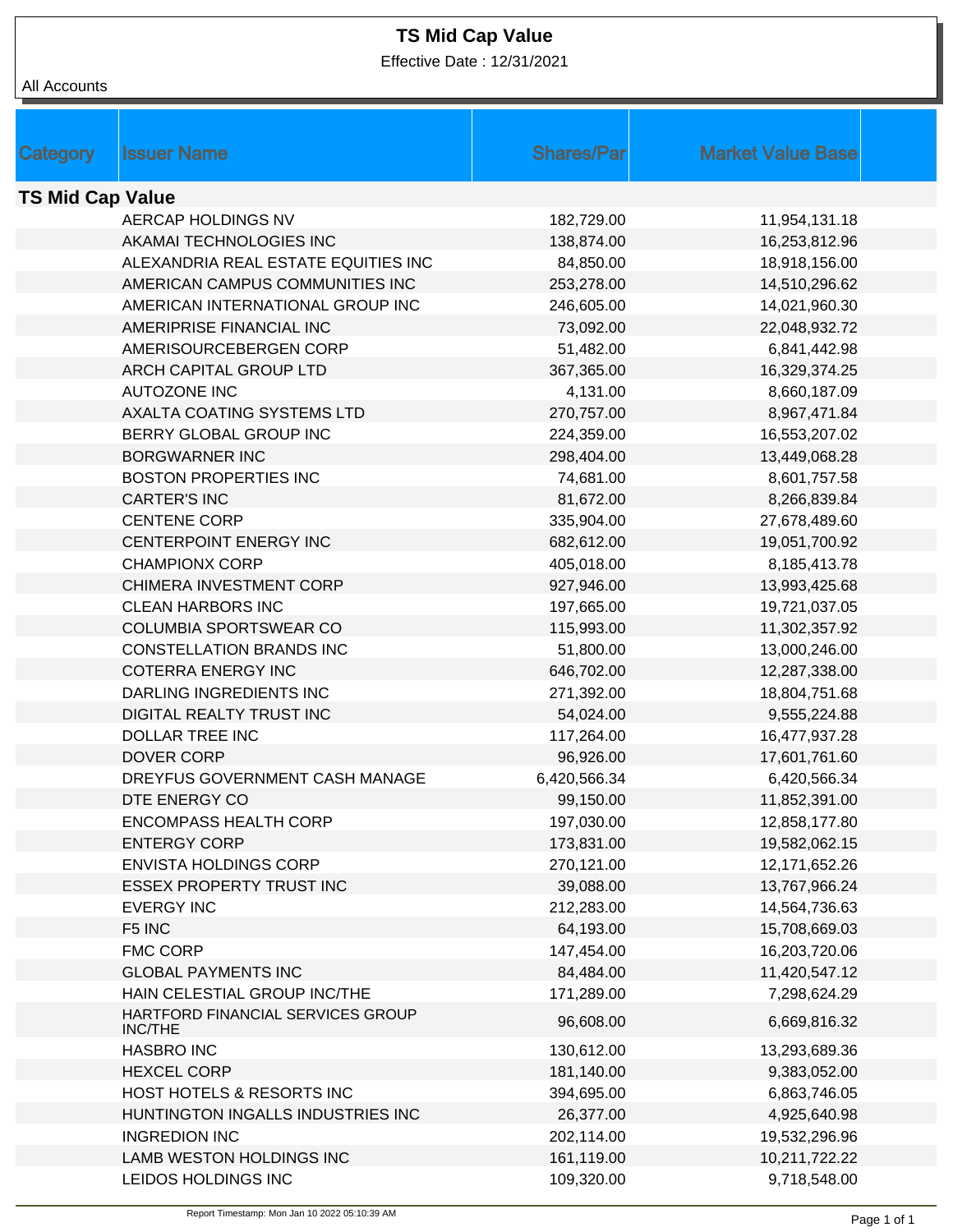# TS Mid Cap Value

Effective Date : 12/31/2021

All Accounts

| Category | Issuer Name | Shares/Par | Market Value Base |
|---|---|---|---|
| **TS Mid Cap Value** | | | |
| | AERCAP HOLDINGS NV | 182,729.00 | 11,954,131.18 |
| | AKAMAI TECHNOLOGIES INC | 138,874.00 | 16,253,812.96 |
| | ALEXANDRIA REAL ESTATE EQUITIES INC | 84,850.00 | 18,918,156.00 |
| | AMERICAN CAMPUS COMMUNITIES INC | 253,278.00 | 14,510,296.62 |
| | AMERICAN INTERNATIONAL GROUP INC | 246,605.00 | 14,021,960.30 |
| | AMERIPRISE FINANCIAL INC | 73,092.00 | 22,048,932.72 |
| | AMERISOURCEBERGEN CORP | 51,482.00 | 6,841,442.98 |
| | ARCH CAPITAL GROUP LTD | 367,365.00 | 16,329,374.25 |
| | AUTOZONE INC | 4,131.00 | 8,660,187.09 |
| | AXALTA COATING SYSTEMS LTD | 270,757.00 | 8,967,471.84 |
| | BERRY GLOBAL GROUP INC | 224,359.00 | 16,553,207.02 |
| | BORGWARNER INC | 298,404.00 | 13,449,068.28 |
| | BOSTON PROPERTIES INC | 74,681.00 | 8,601,757.58 |
| | CARTER'S INC | 81,672.00 | 8,266,839.84 |
| | CENTENE CORP | 335,904.00 | 27,678,489.60 |
| | CENTERPOINT ENERGY INC | 682,612.00 | 19,051,700.92 |
| | CHAMPIONX CORP | 405,018.00 | 8,185,413.78 |
| | CHIMERA INVESTMENT CORP | 927,946.00 | 13,993,425.68 |
| | CLEAN HARBORS INC | 197,665.00 | 19,721,037.05 |
| | COLUMBIA SPORTSWEAR CO | 115,993.00 | 11,302,357.92 |
| | CONSTELLATION BRANDS INC | 51,800.00 | 13,000,246.00 |
| | COTERRA ENERGY INC | 646,702.00 | 12,287,338.00 |
| | DARLING INGREDIENTS INC | 271,392.00 | 18,804,751.68 |
| | DIGITAL REALTY TRUST INC | 54,024.00 | 9,555,224.88 |
| | DOLLAR TREE INC | 117,264.00 | 16,477,937.28 |
| | DOVER CORP | 96,926.00 | 17,601,761.60 |
| | DREYFUS GOVERNMENT CASH MANAGE | 6,420,566.34 | 6,420,566.34 |
| | DTE ENERGY CO | 99,150.00 | 11,852,391.00 |
| | ENCOMPASS HEALTH CORP | 197,030.00 | 12,858,177.80 |
| | ENTERGY CORP | 173,831.00 | 19,582,062.15 |
| | ENVISTA HOLDINGS CORP | 270,121.00 | 12,171,652.26 |
| | ESSEX PROPERTY TRUST INC | 39,088.00 | 13,767,966.24 |
| | EVERGY INC | 212,283.00 | 14,564,736.63 |
| | F5 INC | 64,193.00 | 15,708,669.03 |
| | FMC CORP | 147,454.00 | 16,203,720.06 |
| | GLOBAL PAYMENTS INC | 84,484.00 | 11,420,547.12 |
| | HAIN CELESTIAL GROUP INC/THE | 171,289.00 | 7,298,624.29 |
| | HARTFORD FINANCIAL SERVICES GROUP INC/THE | 96,608.00 | 6,669,816.32 |
| | HASBRO INC | 130,612.00 | 13,293,689.36 |
| | HEXCEL CORP | 181,140.00 | 9,383,052.00 |
| | HOST HOTELS & RESORTS INC | 394,695.00 | 6,863,746.05 |
| | HUNTINGTON INGALLS INDUSTRIES INC | 26,377.00 | 4,925,640.98 |
| | INGREDION INC | 202,114.00 | 19,532,296.96 |
| | LAMB WESTON HOLDINGS INC | 161,119.00 | 10,211,722.22 |
| | LEIDOS HOLDINGS INC | 109,320.00 | 9,718,548.00 |

Report Timestamp: Mon Jan 10 2022 05:10:39 AM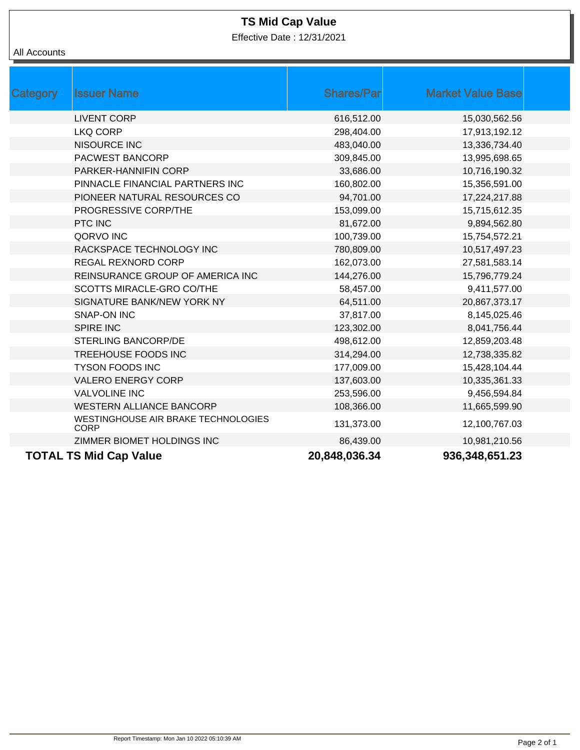# TS Mid Cap Value

Effective Date : 12/31/2021

All Accounts

| Category | Issuer Name | Shares/Par | Market Value Base |
|---|---|---|---|
| | LIVENT CORP | 616,512.00 | 15,030,562.56 |
| | LKQ CORP | 298,404.00 | 17,913,192.12 |
| | NISOURCE INC | 483,040.00 | 13,336,734.40 |
| | PACWEST BANCORP | 309,845.00 | 13,995,698.65 |
| | PARKER-HANNIFIN CORP | 33,686.00 | 10,716,190.32 |
| | PINNACLE FINANCIAL PARTNERS INC | 160,802.00 | 15,356,591.00 |
| | PIONEER NATURAL RESOURCES CO | 94,701.00 | 17,224,217.88 |
| | PROGRESSIVE CORP/THE | 153,099.00 | 15,715,612.35 |
| | PTC INC | 81,672.00 | 9,894,562.80 |
| | QORVO INC | 100,739.00 | 15,754,572.21 |
| | RACKSPACE TECHNOLOGY INC | 780,809.00 | 10,517,497.23 |
| | REGAL REXNORD CORP | 162,073.00 | 27,581,583.14 |
| | REINSURANCE GROUP OF AMERICA INC | 144,276.00 | 15,796,779.24 |
| | SCOTTS MIRACLE-GRO CO/THE | 58,457.00 | 9,411,577.00 |
| | SIGNATURE BANK/NEW YORK NY | 64,511.00 | 20,867,373.17 |
| | SNAP-ON INC | 37,817.00 | 8,145,025.46 |
| | SPIRE INC | 123,302.00 | 8,041,756.44 |
| | STERLING BANCORP/DE | 498,612.00 | 12,859,203.48 |
| | TREEHOUSE FOODS INC | 314,294.00 | 12,738,335.82 |
| | TYSON FOODS INC | 177,009.00 | 15,428,104.44 |
| | VALERO ENERGY CORP | 137,603.00 | 10,335,361.33 |
| | VALVOLINE INC | 253,596.00 | 9,456,594.84 |
| | WESTERN ALLIANCE BANCORP | 108,366.00 | 11,665,599.90 |
| | WESTINGHOUSE AIR BRAKE TECHNOLOGIES CORP | 131,373.00 | 12,100,767.03 |
| | ZIMMER BIOMET HOLDINGS INC | 86,439.00 | 10,981,210.56 |
| **TOTAL TS Mid Cap Value** | | **20,848,036.34** | **936,348,651.23** |

Report Timestamp: Mon Jan 10 2022 05:10:39 AM